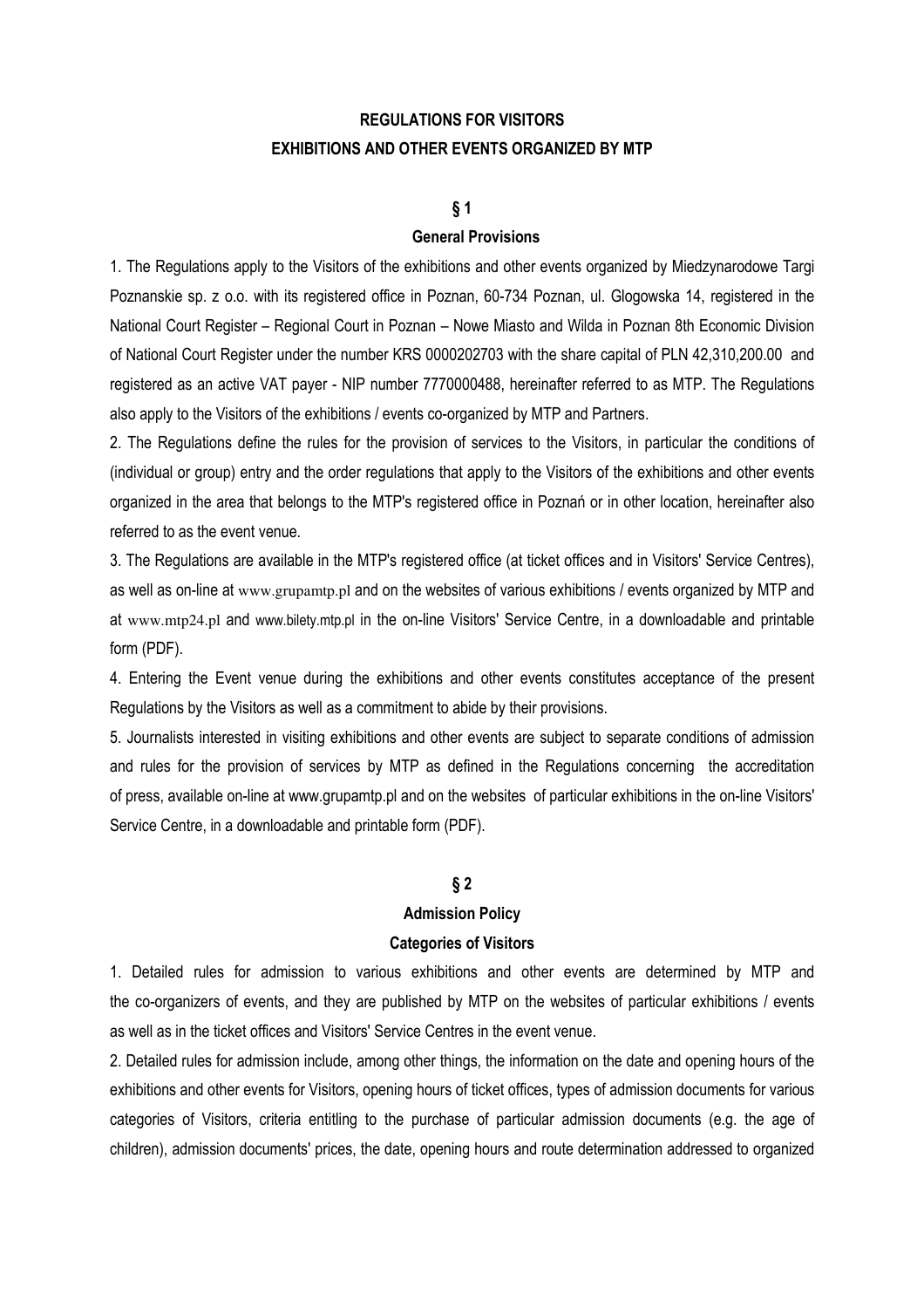# REGULATIONS FOR VISITORS
# EXHIBITIONS AND OTHER EVENTS ORGANIZED BY MTP

## § 1

### General Provisions

1. The Regulations apply to the Visitors of the exhibitions and other events organized by Miedzynarodowe Targi Poznanskie sp. z o.o. with its registered office in Poznan, 60-734 Poznan, ul. Glogowska 14, registered in the National Court Register – Regional Court in Poznan – Nowe Miasto and Wilda in Poznan 8th Economic Division of National Court Register under the number KRS 0000202703 with the share capital of PLN 42,310,200.00 and registered as an active VAT payer - NIP number 7770000488, hereinafter referred to as MTP. The Regulations also apply to the Visitors of the exhibitions / events co-organized by MTP and Partners.

2. The Regulations define the rules for the provision of services to the Visitors, in particular the conditions of (individual or group) entry and the order regulations that apply to the Visitors of the exhibitions and other events organized in the area that belongs to the MTP's registered office in Poznań or in other location, hereinafter also referred to as the event venue.

3. The Regulations are available in the MTP's registered office (at ticket offices and in Visitors' Service Centres), as well as on-line at www.grupamtp.pl and on the websites of various exhibitions / events organized by MTP and at www.mtp24.pl and www.bilety.mtp.pl in the on-line Visitors' Service Centre, in a downloadable and printable form (PDF).

4. Entering the Event venue during the exhibitions and other events constitutes acceptance of the present Regulations by the Visitors as well as a commitment to abide by their provisions.

5. Journalists interested in visiting exhibitions and other events are subject to separate conditions of admission and rules for the provision of services by MTP as defined in the Regulations concerning the accreditation of press, available on-line at www.grupamtp.pl and on the websites of particular exhibitions in the on-line Visitors' Service Centre, in a downloadable and printable form (PDF).

## § 2

### Admission Policy

### Categories of Visitors

1. Detailed rules for admission to various exhibitions and other events are determined by MTP and the co-organizers of events, and they are published by MTP on the websites of particular exhibitions / events as well as in the ticket offices and Visitors' Service Centres in the event venue.

2. Detailed rules for admission include, among other things, the information on the date and opening hours of the exhibitions and other events for Visitors, opening hours of ticket offices, types of admission documents for various categories of Visitors, criteria entitling to the purchase of particular admission documents (e.g. the age of children), admission documents' prices, the date, opening hours and route determination addressed to organized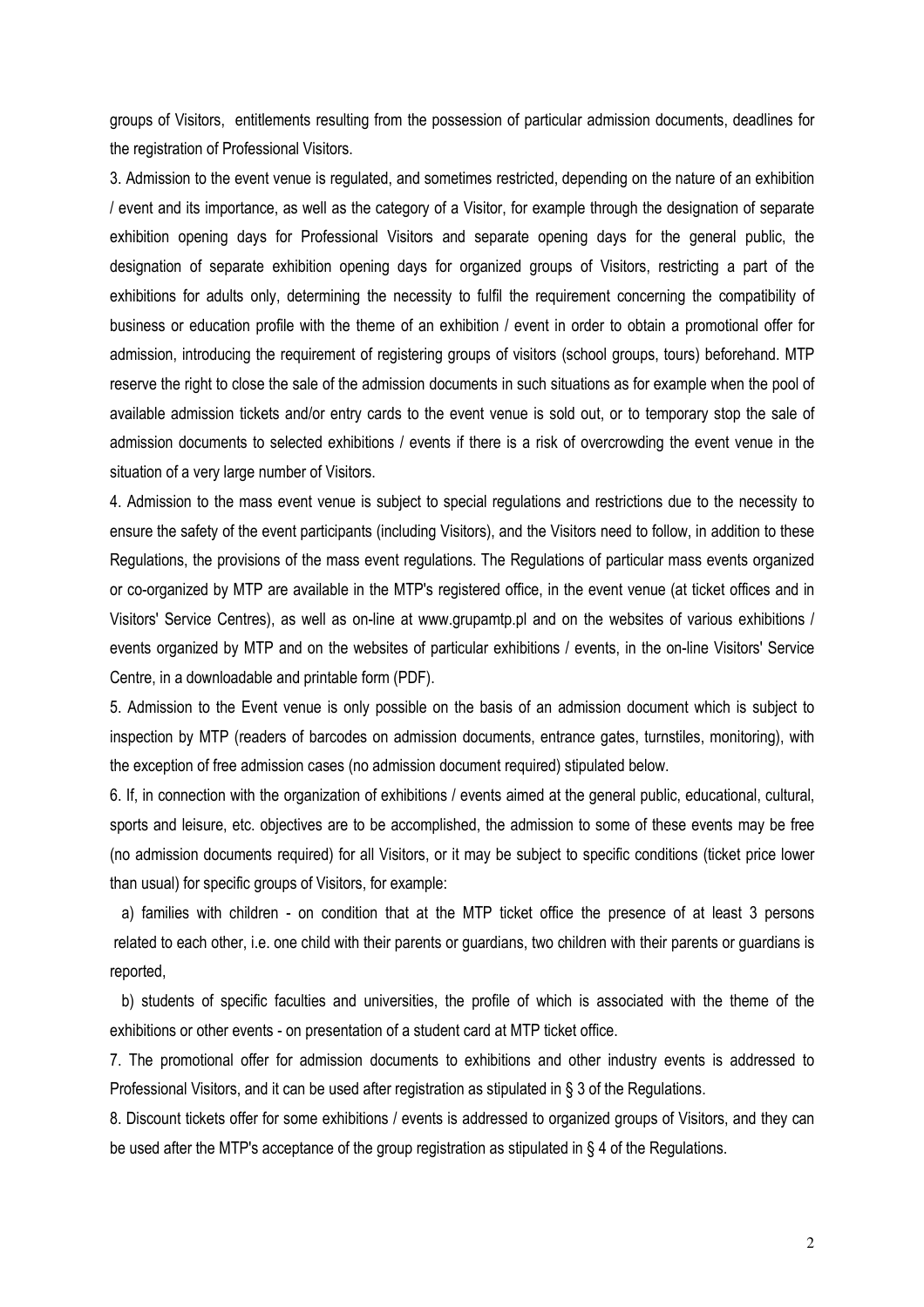groups of Visitors, entitlements resulting from the possession of particular admission documents, deadlines for the registration of Professional Visitors.

3. Admission to the event venue is regulated, and sometimes restricted, depending on the nature of an exhibition / event and its importance, as well as the category of a Visitor, for example through the designation of separate exhibition opening days for Professional Visitors and separate opening days for the general public, the designation of separate exhibition opening days for organized groups of Visitors, restricting a part of the exhibitions for adults only, determining the necessity to fulfil the requirement concerning the compatibility of business or education profile with the theme of an exhibition / event in order to obtain a promotional offer for admission, introducing the requirement of registering groups of visitors (school groups, tours) beforehand. MTP reserve the right to close the sale of the admission documents in such situations as for example when the pool of available admission tickets and/or entry cards to the event venue is sold out, or to temporary stop the sale of admission documents to selected exhibitions / events if there is a risk of overcrowding the event venue in the situation of a very large number of Visitors.

4. Admission to the mass event venue is subject to special regulations and restrictions due to the necessity to ensure the safety of the event participants (including Visitors), and the Visitors need to follow, in addition to these Regulations, the provisions of the mass event regulations. The Regulations of particular mass events organized or co-organized by MTP are available in the MTP's registered office, in the event venue (at ticket offices and in Visitors' Service Centres), as well as on-line at www.grupamtp.pl and on the websites of various exhibitions / events organized by MTP and on the websites of particular exhibitions / events, in the on-line Visitors' Service Centre, in a downloadable and printable form (PDF).

5. Admission to the Event venue is only possible on the basis of an admission document which is subject to inspection by MTP (readers of barcodes on admission documents, entrance gates, turnstiles, monitoring), with the exception of free admission cases (no admission document required) stipulated below.

6. If, in connection with the organization of exhibitions / events aimed at the general public, educational, cultural, sports and leisure, etc. objectives are to be accomplished, the admission to some of these events may be free (no admission documents required) for all Visitors, or it may be subject to specific conditions (ticket price lower than usual) for specific groups of Visitors, for example:

a) families with children - on condition that at the MTP ticket office the presence of at least 3 persons related to each other, i.e. one child with their parents or guardians, two children with their parents or guardians is reported,

b) students of specific faculties and universities, the profile of which is associated with the theme of the exhibitions or other events - on presentation of a student card at MTP ticket office.

7. The promotional offer for admission documents to exhibitions and other industry events is addressed to Professional Visitors, and it can be used after registration as stipulated in § 3 of the Regulations.

8. Discount tickets offer for some exhibitions / events is addressed to organized groups of Visitors, and they can be used after the MTP's acceptance of the group registration as stipulated in § 4 of the Regulations.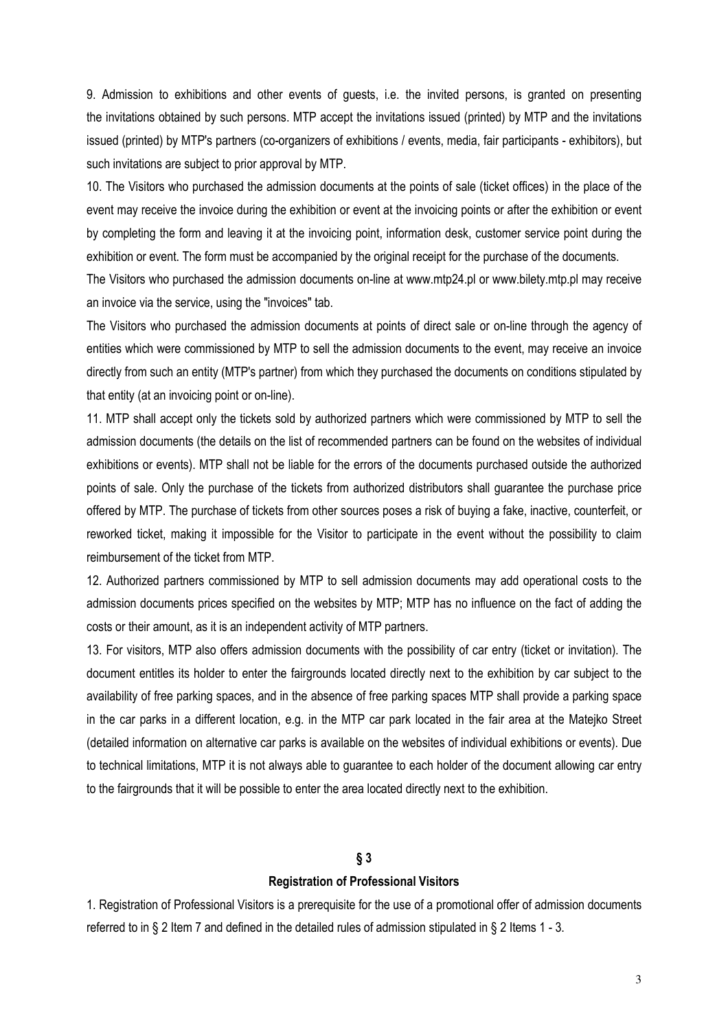9. Admission to exhibitions and other events of guests, i.e. the invited persons, is granted on presenting the invitations obtained by such persons. MTP accept the invitations issued (printed) by MTP and the invitations issued (printed) by MTP's partners (co-organizers of exhibitions / events, media, fair participants - exhibitors), but such invitations are subject to prior approval by MTP.

10. The Visitors who purchased the admission documents at the points of sale (ticket offices) in the place of the event may receive the invoice during the exhibition or event at the invoicing points or after the exhibition or event by completing the form and leaving it at the invoicing point, information desk, customer service point during the exhibition or event. The form must be accompanied by the original receipt for the purchase of the documents.

The Visitors who purchased the admission documents on-line at www.mtp24.pl or www.bilety.mtp.pl may receive an invoice via the service, using the "invoices" tab.

The Visitors who purchased the admission documents at points of direct sale or on-line through the agency of entities which were commissioned by MTP to sell the admission documents to the event, may receive an invoice directly from such an entity (MTP's partner) from which they purchased the documents on conditions stipulated by that entity (at an invoicing point or on-line).

11. MTP shall accept only the tickets sold by authorized partners which were commissioned by MTP to sell the admission documents (the details on the list of recommended partners can be found on the websites of individual exhibitions or events). MTP shall not be liable for the errors of the documents purchased outside the authorized points of sale. Only the purchase of the tickets from authorized distributors shall guarantee the purchase price offered by MTP. The purchase of tickets from other sources poses a risk of buying a fake, inactive, counterfeit, or reworked ticket, making it impossible for the Visitor to participate in the event without the possibility to claim reimbursement of the ticket from MTP.

12. Authorized partners commissioned by MTP to sell admission documents may add operational costs to the admission documents prices specified on the websites by MTP; MTP has no influence on the fact of adding the costs or their amount, as it is an independent activity of MTP partners.

13. For visitors, MTP also offers admission documents with the possibility of car entry (ticket or invitation). The document entitles its holder to enter the fairgrounds located directly next to the exhibition by car subject to the availability of free parking spaces, and in the absence of free parking spaces MTP shall provide a parking space in the car parks in a different location, e.g. in the MTP car park located in the fair area at the Matejko Street (detailed information on alternative car parks is available on the websites of individual exhibitions or events). Due to technical limitations, MTP it is not always able to guarantee to each holder of the document allowing car entry to the fairgrounds that it will be possible to enter the area located directly next to the exhibition.

## § 3

## Registration of Professional Visitors

1. Registration of Professional Visitors is a prerequisite for the use of a promotional offer of admission documents referred to in § 2 Item 7 and defined in the detailed rules of admission stipulated in § 2 Items 1 - 3.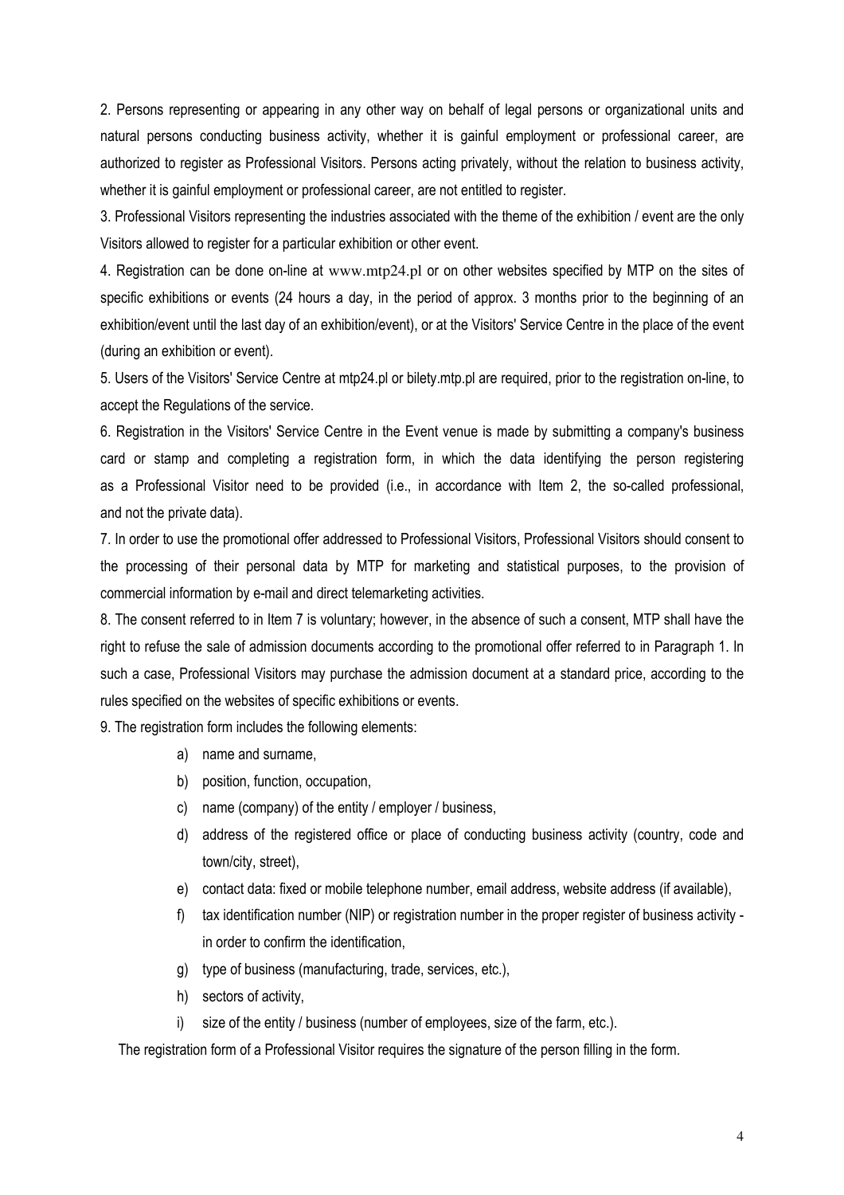2. Persons representing or appearing in any other way on behalf of legal persons or organizational units and natural persons conducting business activity, whether it is gainful employment or professional career, are authorized to register as Professional Visitors. Persons acting privately, without the relation to business activity, whether it is gainful employment or professional career, are not entitled to register.

3. Professional Visitors representing the industries associated with the theme of the exhibition / event are the only Visitors allowed to register for a particular exhibition or other event.

4. Registration can be done on-line at www.mtp24.pl or on other websites specified by MTP on the sites of specific exhibitions or events (24 hours a day, in the period of approx. 3 months prior to the beginning of an exhibition/event until the last day of an exhibition/event), or at the Visitors' Service Centre in the place of the event (during an exhibition or event).

5. Users of the Visitors' Service Centre at mtp24.pl or bilety.mtp.pl are required, prior to the registration on-line, to accept the Regulations of the service.

6. Registration in the Visitors' Service Centre in the Event venue is made by submitting a company's business card or stamp and completing a registration form, in which the data identifying the person registering as a Professional Visitor need to be provided (i.e., in accordance with Item 2, the so-called professional, and not the private data).

7. In order to use the promotional offer addressed to Professional Visitors, Professional Visitors should consent to the processing of their personal data by MTP for marketing and statistical purposes, to the provision of commercial information by e-mail and direct telemarketing activities.

8. The consent referred to in Item 7 is voluntary; however, in the absence of such a consent, MTP shall have the right to refuse the sale of admission documents according to the promotional offer referred to in Paragraph 1. In such a case, Professional Visitors may purchase the admission document at a standard price, according to the rules specified on the websites of specific exhibitions or events.

9. The registration form includes the following elements:

a) name and surname,
b) position, function, occupation,
c) name (company) of the entity / employer / business,
d) address of the registered office or place of conducting business activity (country, code and town/city, street),
e) contact data: fixed or mobile telephone number, email address, website address (if available),
f) tax identification number (NIP) or registration number in the proper register of business activity - in order to confirm the identification,
g) type of business (manufacturing, trade, services, etc.),
h) sectors of activity,
i) size of the entity / business (number of employees, size of the farm, etc.).

The registration form of a Professional Visitor requires the signature of the person filling in the form.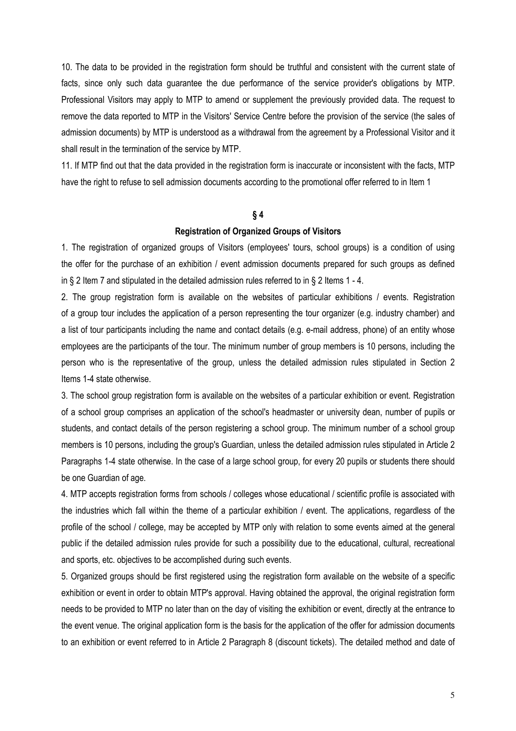10. The data to be provided in the registration form should be truthful and consistent with the current state of facts, since only such data guarantee the due performance of the service provider's obligations by MTP. Professional Visitors may apply to MTP to amend or supplement the previously provided data. The request to remove the data reported to MTP in the Visitors' Service Centre before the provision of the service (the sales of admission documents) by MTP is understood as a withdrawal from the agreement by a Professional Visitor and it shall result in the termination of the service by MTP.

11. If MTP find out that the data provided in the registration form is inaccurate or inconsistent with the facts, MTP have the right to refuse to sell admission documents according to the promotional offer referred to in Item 1

## § 4

### Registration of Organized Groups of Visitors

1. The registration of organized groups of Visitors (employees' tours, school groups) is a condition of using the offer for the purchase of an exhibition / event admission documents prepared for such groups as defined in § 2 Item 7 and stipulated in the detailed admission rules referred to in § 2 Items 1 - 4.

2. The group registration form is available on the websites of particular exhibitions / events. Registration of a group tour includes the application of a person representing the tour organizer (e.g. industry chamber) and a list of tour participants including the name and contact details (e.g. e-mail address, phone) of an entity whose employees are the participants of the tour. The minimum number of group members is 10 persons, including the person who is the representative of the group, unless the detailed admission rules stipulated in Section 2 Items 1-4 state otherwise.

3. The school group registration form is available on the websites of a particular exhibition or event. Registration of a school group comprises an application of the school's headmaster or university dean, number of pupils or students, and contact details of the person registering a school group. The minimum number of a school group members is 10 persons, including the group's Guardian, unless the detailed admission rules stipulated in Article 2 Paragraphs 1-4 state otherwise. In the case of a large school group, for every 20 pupils or students there should be one Guardian of age.

4. MTP accepts registration forms from schools / colleges whose educational / scientific profile is associated with the industries which fall within the theme of a particular exhibition / event. The applications, regardless of the profile of the school / college, may be accepted by MTP only with relation to some events aimed at the general public if the detailed admission rules provide for such a possibility due to the educational, cultural, recreational and sports, etc. objectives to be accomplished during such events.

5. Organized groups should be first registered using the registration form available on the website of a specific exhibition or event in order to obtain MTP's approval. Having obtained the approval, the original registration form needs to be provided to MTP no later than on the day of visiting the exhibition or event, directly at the entrance to the event venue. The original application form is the basis for the application of the offer for admission documents to an exhibition or event referred to in Article 2 Paragraph 8 (discount tickets). The detailed method and date of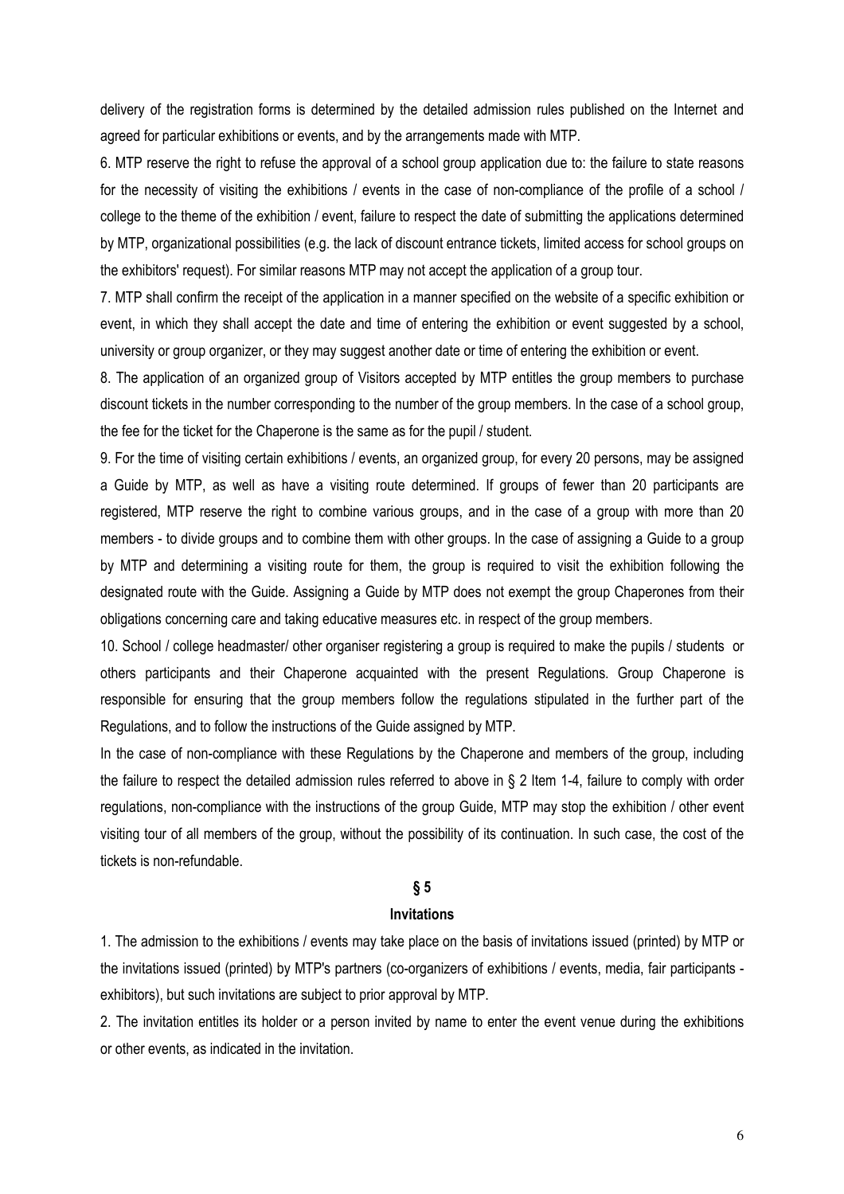delivery of the registration forms is determined by the detailed admission rules published on the Internet and agreed for particular exhibitions or events, and by the arrangements made with MTP.

6. MTP reserve the right to refuse the approval of a school group application due to: the failure to state reasons for the necessity of visiting the exhibitions / events in the case of non-compliance of the profile of a school / college to the theme of the exhibition / event, failure to respect the date of submitting the applications determined by MTP, organizational possibilities (e.g. the lack of discount entrance tickets, limited access for school groups on the exhibitors' request). For similar reasons MTP may not accept the application of a group tour.

7. MTP shall confirm the receipt of the application in a manner specified on the website of a specific exhibition or event, in which they shall accept the date and time of entering the exhibition or event suggested by a school, university or group organizer, or they may suggest another date or time of entering the exhibition or event.

8. The application of an organized group of Visitors accepted by MTP entitles the group members to purchase discount tickets in the number corresponding to the number of the group members. In the case of a school group, the fee for the ticket for the Chaperone is the same as for the pupil / student.

9. For the time of visiting certain exhibitions / events, an organized group, for every 20 persons, may be assigned a Guide by MTP, as well as have a visiting route determined. If groups of fewer than 20 participants are registered, MTP reserve the right to combine various groups, and in the case of a group with more than 20 members - to divide groups and to combine them with other groups. In the case of assigning a Guide to a group by MTP and determining a visiting route for them, the group is required to visit the exhibition following the designated route with the Guide. Assigning a Guide by MTP does not exempt the group Chaperones from their obligations concerning care and taking educative measures etc. in respect of the group members.

10. School / college headmaster/ other organiser registering a group is required to make the pupils / students or others participants and their Chaperone acquainted with the present Regulations. Group Chaperone is responsible for ensuring that the group members follow the regulations stipulated in the further part of the Regulations, and to follow the instructions of the Guide assigned by MTP.

In the case of non-compliance with these Regulations by the Chaperone and members of the group, including the failure to respect the detailed admission rules referred to above in § 2 Item 1-4, failure to comply with order regulations, non-compliance with the instructions of the group Guide, MTP may stop the exhibition / other event visiting tour of all members of the group, without the possibility of its continuation. In such case, the cost of the tickets is non-refundable.

## § 5

## Invitations

1. The admission to the exhibitions / events may take place on the basis of invitations issued (printed) by MTP or the invitations issued (printed) by MTP's partners (co-organizers of exhibitions / events, media, fair participants - exhibitors), but such invitations are subject to prior approval by MTP.

2. The invitation entitles its holder or a person invited by name to enter the event venue during the exhibitions or other events, as indicated in the invitation.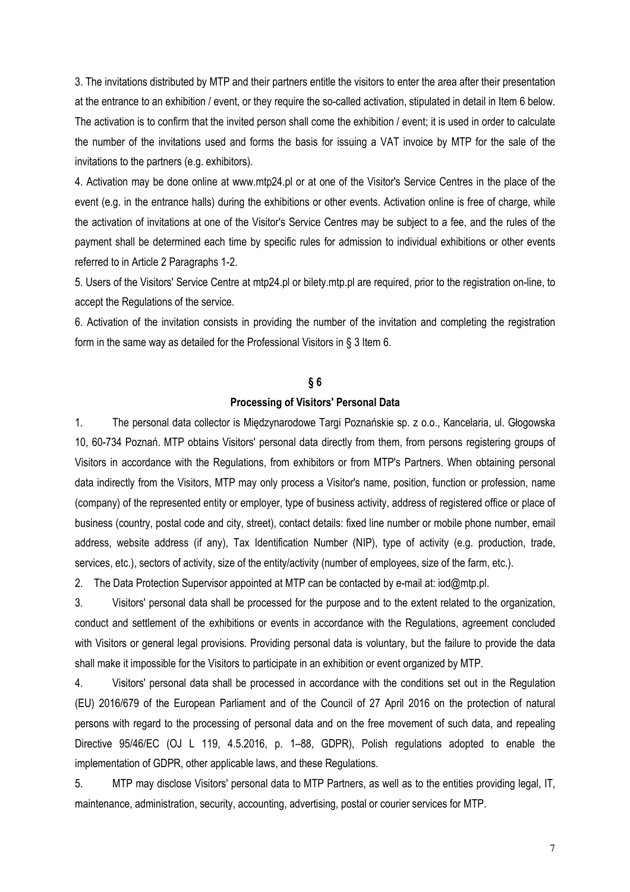3. The invitations distributed by MTP and their partners entitle the visitors to enter the area after their presentation at the entrance to an exhibition / event, or they require the so-called activation, stipulated in detail in Item 6 below. The activation is to confirm that the invited person shall come the exhibition / event; it is used in order to calculate the number of the invitations used and forms the basis for issuing a VAT invoice by MTP for the sale of the invitations to the partners (e.g. exhibitors).

4. Activation may be done online at www.mtp24.pl or at one of the Visitor's Service Centres in the place of the event (e.g. in the entrance halls) during the exhibitions or other events. Activation online is free of charge, while the activation of invitations at one of the Visitor's Service Centres may be subject to a fee, and the rules of the payment shall be determined each time by specific rules for admission to individual exhibitions or other events referred to in Article 2 Paragraphs 1-2.

5. Users of the Visitors' Service Centre at mtp24.pl or bilety.mtp.pl are required, prior to the registration on-line, to accept the Regulations of the service.

6. Activation of the invitation consists in providing the number of the invitation and completing the registration form in the same way as detailed for the Professional Visitors in § 3 Item 6.

## § 6

### Processing of Visitors' Personal Data

1. The personal data collector is Międzynarodowe Targi Poznańskie sp. z o.o., Kancelaria, ul. Głogowska 10, 60-734 Poznań. MTP obtains Visitors' personal data directly from them, from persons registering groups of Visitors in accordance with the Regulations, from exhibitors or from MTP's Partners. When obtaining personal data indirectly from the Visitors, MTP may only process a Visitor's name, position, function or profession, name (company) of the represented entity or employer, type of business activity, address of registered office or place of business (country, postal code and city, street), contact details: fixed line number or mobile phone number, email address, website address (if any), Tax Identification Number (NIP), type of activity (e.g. production, trade, services, etc.), sectors of activity, size of the entity/activity (number of employees, size of the farm, etc.).

2. The Data Protection Supervisor appointed at MTP can be contacted by e-mail at: iod@mtp.pl.

3. Visitors' personal data shall be processed for the purpose and to the extent related to the organization, conduct and settlement of the exhibitions or events in accordance with the Regulations, agreement concluded with Visitors or general legal provisions. Providing personal data is voluntary, but the failure to provide the data shall make it impossible for the Visitors to participate in an exhibition or event organized by MTP.

4. Visitors' personal data shall be processed in accordance with the conditions set out in the Regulation (EU) 2016/679 of the European Parliament and of the Council of 27 April 2016 on the protection of natural persons with regard to the processing of personal data and on the free movement of such data, and repealing Directive 95/46/EC (OJ L 119, 4.5.2016, p. 1–88, GDPR), Polish regulations adopted to enable the implementation of GDPR, other applicable laws, and these Regulations.

5. MTP may disclose Visitors' personal data to MTP Partners, as well as to the entities providing legal, IT, maintenance, administration, security, accounting, advertising, postal or courier services for MTP.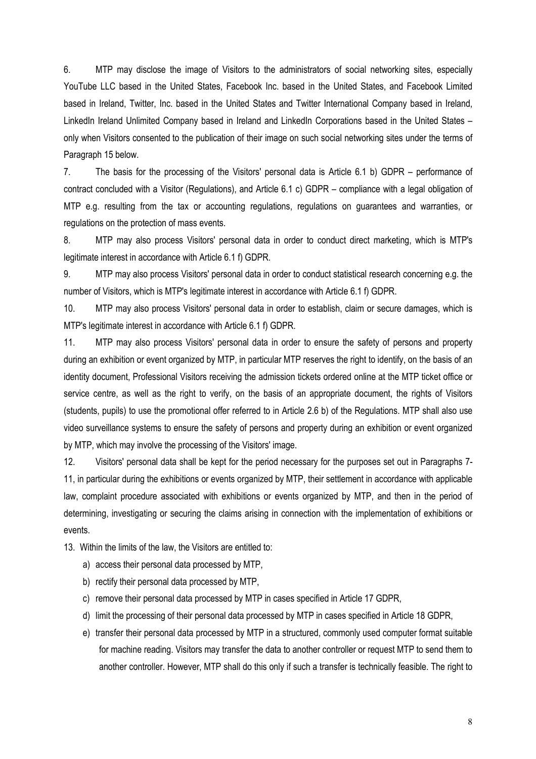6. MTP may disclose the image of Visitors to the administrators of social networking sites, especially YouTube LLC based in the United States, Facebook Inc. based in the United States, and Facebook Limited based in Ireland, Twitter, Inc. based in the United States and Twitter International Company based in Ireland, LinkedIn Ireland Unlimited Company based in Ireland and LinkedIn Corporations based in the United States – only when Visitors consented to the publication of their image on such social networking sites under the terms of Paragraph 15 below.

7. The basis for the processing of the Visitors' personal data is Article 6.1 b) GDPR – performance of contract concluded with a Visitor (Regulations), and Article 6.1 c) GDPR – compliance with a legal obligation of MTP e.g. resulting from the tax or accounting regulations, regulations on guarantees and warranties, or regulations on the protection of mass events.

8. MTP may also process Visitors' personal data in order to conduct direct marketing, which is MTP's legitimate interest in accordance with Article 6.1 f) GDPR.

9. MTP may also process Visitors' personal data in order to conduct statistical research concerning e.g. the number of Visitors, which is MTP's legitimate interest in accordance with Article 6.1 f) GDPR.

10. MTP may also process Visitors' personal data in order to establish, claim or secure damages, which is MTP's legitimate interest in accordance with Article 6.1 f) GDPR.

11. MTP may also process Visitors' personal data in order to ensure the safety of persons and property during an exhibition or event organized by MTP, in particular MTP reserves the right to identify, on the basis of an identity document, Professional Visitors receiving the admission tickets ordered online at the MTP ticket office or service centre, as well as the right to verify, on the basis of an appropriate document, the rights of Visitors (students, pupils) to use the promotional offer referred to in Article 2.6 b) of the Regulations. MTP shall also use video surveillance systems to ensure the safety of persons and property during an exhibition or event organized by MTP, which may involve the processing of the Visitors' image.

12. Visitors' personal data shall be kept for the period necessary for the purposes set out in Paragraphs 7-11, in particular during the exhibitions or events organized by MTP, their settlement in accordance with applicable law, complaint procedure associated with exhibitions or events organized by MTP, and then in the period of determining, investigating or securing the claims arising in connection with the implementation of exhibitions or events.

13. Within the limits of the law, the Visitors are entitled to:

a) access their personal data processed by MTP,

b) rectify their personal data processed by MTP,

c) remove their personal data processed by MTP in cases specified in Article 17 GDPR,

d) limit the processing of their personal data processed by MTP in cases specified in Article 18 GDPR,

e) transfer their personal data processed by MTP in a structured, commonly used computer format suitable for machine reading. Visitors may transfer the data to another controller or request MTP to send them to another controller. However, MTP shall do this only if such a transfer is technically feasible. The right to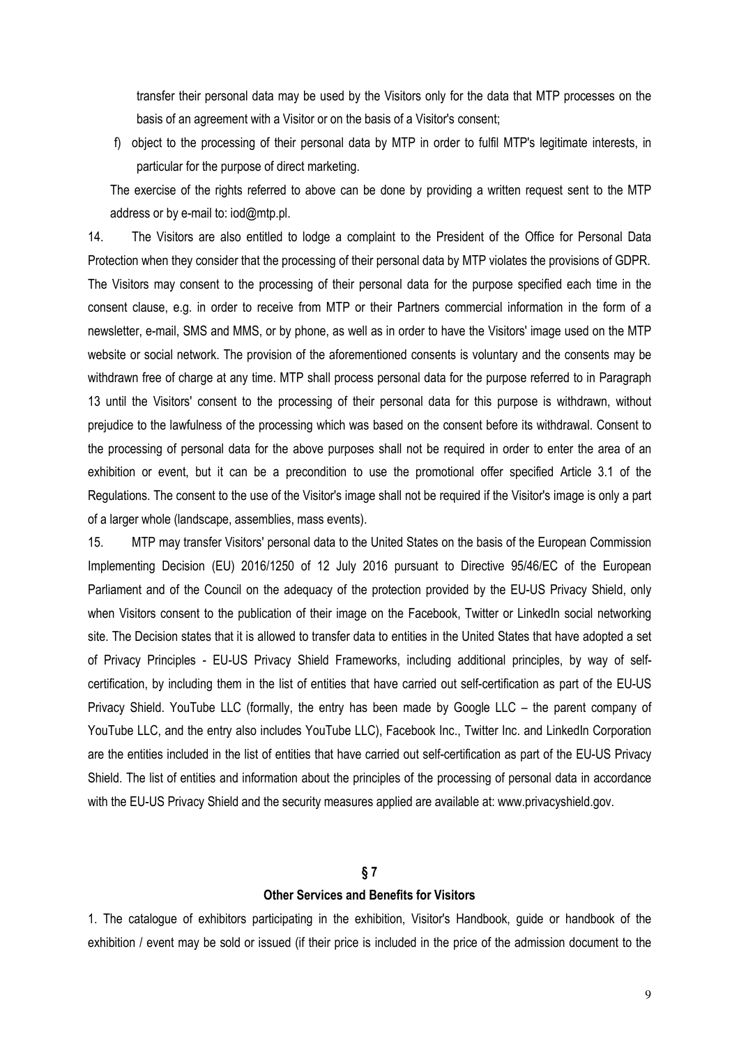transfer their personal data may be used by the Visitors only for the data that MTP processes on the basis of an agreement with a Visitor or on the basis of a Visitor's consent;

f) object to the processing of their personal data by MTP in order to fulfil MTP's legitimate interests, in particular for the purpose of direct marketing.

The exercise of the rights referred to above can be done by providing a written request sent to the MTP address or by e-mail to: iod@mtp.pl.

14. The Visitors are also entitled to lodge a complaint to the President of the Office for Personal Data Protection when they consider that the processing of their personal data by MTP violates the provisions of GDPR. The Visitors may consent to the processing of their personal data for the purpose specified each time in the consent clause, e.g. in order to receive from MTP or their Partners commercial information in the form of a newsletter, e-mail, SMS and MMS, or by phone, as well as in order to have the Visitors' image used on the MTP website or social network. The provision of the aforementioned consents is voluntary and the consents may be withdrawn free of charge at any time. MTP shall process personal data for the purpose referred to in Paragraph 13 until the Visitors' consent to the processing of their personal data for this purpose is withdrawn, without prejudice to the lawfulness of the processing which was based on the consent before its withdrawal. Consent to the processing of personal data for the above purposes shall not be required in order to enter the area of an exhibition or event, but it can be a precondition to use the promotional offer specified Article 3.1 of the Regulations. The consent to the use of the Visitor's image shall not be required if the Visitor's image is only a part of a larger whole (landscape, assemblies, mass events).

15. MTP may transfer Visitors' personal data to the United States on the basis of the European Commission Implementing Decision (EU) 2016/1250 of 12 July 2016 pursuant to Directive 95/46/EC of the European Parliament and of the Council on the adequacy of the protection provided by the EU-US Privacy Shield, only when Visitors consent to the publication of their image on the Facebook, Twitter or LinkedIn social networking site. The Decision states that it is allowed to transfer data to entities in the United States that have adopted a set of Privacy Principles - EU-US Privacy Shield Frameworks, including additional principles, by way of self-certification, by including them in the list of entities that have carried out self-certification as part of the EU-US Privacy Shield. YouTube LLC (formally, the entry has been made by Google LLC – the parent company of YouTube LLC, and the entry also includes YouTube LLC), Facebook Inc., Twitter Inc. and LinkedIn Corporation are the entities included in the list of entities that have carried out self-certification as part of the EU-US Privacy Shield. The list of entities and information about the principles of the processing of personal data in accordance with the EU-US Privacy Shield and the security measures applied are available at: www.privacyshield.gov.

## § 7

## Other Services and Benefits for Visitors

1. The catalogue of exhibitors participating in the exhibition, Visitor's Handbook, guide or handbook of the exhibition / event may be sold or issued (if their price is included in the price of the admission document to the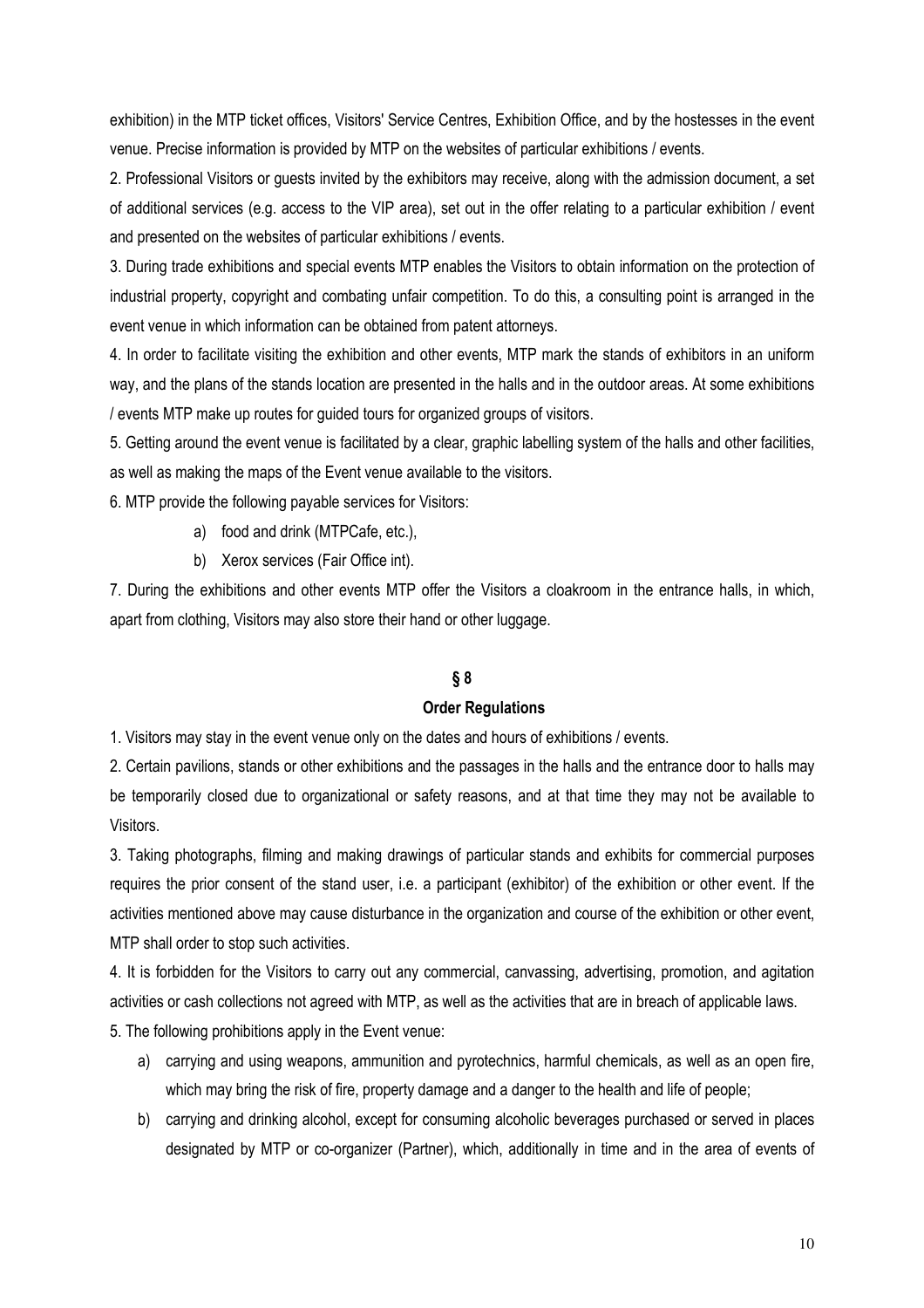exhibition) in the MTP ticket offices, Visitors' Service Centres, Exhibition Office, and by the hostesses in the event venue. Precise information is provided by MTP on the websites of particular exhibitions / events.

2. Professional Visitors or guests invited by the exhibitors may receive, along with the admission document, a set of additional services (e.g. access to the VIP area), set out in the offer relating to a particular exhibition / event and presented on the websites of particular exhibitions / events.

3. During trade exhibitions and special events MTP enables the Visitors to obtain information on the protection of industrial property, copyright and combating unfair competition. To do this, a consulting point is arranged in the event venue in which information can be obtained from patent attorneys.

4. In order to facilitate visiting the exhibition and other events, MTP mark the stands of exhibitors in an uniform way, and the plans of the stands location are presented in the halls and in the outdoor areas. At some exhibitions / events MTP make up routes for guided tours for organized groups of visitors.

5. Getting around the event venue is facilitated by a clear, graphic labelling system of the halls and other facilities, as well as making the maps of the Event venue available to the visitors.

6. MTP provide the following payable services for Visitors:

a) food and drink (MTPCafe, etc.),

b) Xerox services (Fair Office int).

7. During the exhibitions and other events MTP offer the Visitors a cloakroom in the entrance halls, in which, apart from clothing, Visitors may also store their hand or other luggage.

## § 8

### Order Regulations

1. Visitors may stay in the event venue only on the dates and hours of exhibitions / events.

2. Certain pavilions, stands or other exhibitions and the passages in the halls and the entrance door to halls may be temporarily closed due to organizational or safety reasons, and at that time they may not be available to Visitors.

3. Taking photographs, filming and making drawings of particular stands and exhibits for commercial purposes requires the prior consent of the stand user, i.e. a participant (exhibitor) of the exhibition or other event. If the activities mentioned above may cause disturbance in the organization and course of the exhibition or other event, MTP shall order to stop such activities.

4. It is forbidden for the Visitors to carry out any commercial, canvassing, advertising, promotion, and agitation activities or cash collections not agreed with MTP, as well as the activities that are in breach of applicable laws.

5. The following prohibitions apply in the Event venue:

a) carrying and using weapons, ammunition and pyrotechnics, harmful chemicals, as well as an open fire, which may bring the risk of fire, property damage and a danger to the health and life of people;

b) carrying and drinking alcohol, except for consuming alcoholic beverages purchased or served in places designated by MTP or co-organizer (Partner), which, additionally in time and in the area of events of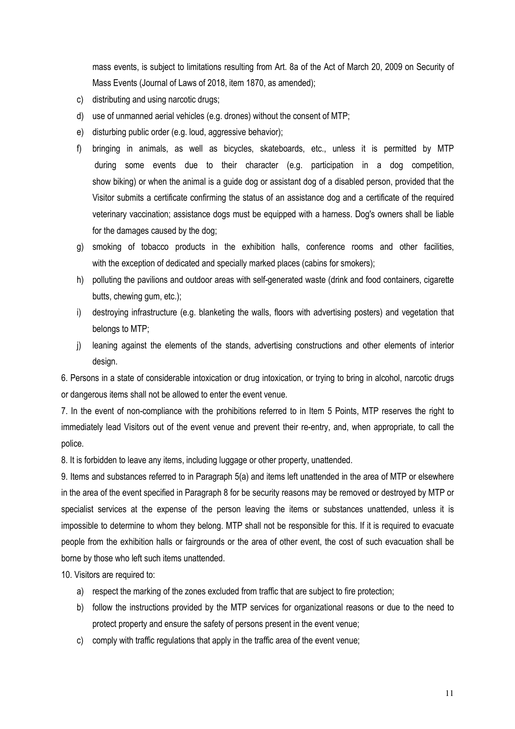mass events, is subject to limitations resulting from Art. 8a of the Act of March 20, 2009 on Security of Mass Events (Journal of Laws of 2018, item 1870, as amended);

c) distributing and using narcotic drugs;

d) use of unmanned aerial vehicles (e.g. drones) without the consent of MTP;

e) disturbing public order (e.g. loud, aggressive behavior);

f) bringing in animals, as well as bicycles, skateboards, etc., unless it is permitted by MTP during some events due to their character (e.g. participation in a dog competition, show biking) or when the animal is a guide dog or assistant dog of a disabled person, provided that the Visitor submits a certificate confirming the status of an assistance dog and a certificate of the required veterinary vaccination; assistance dogs must be equipped with a harness. Dog's owners shall be liable for the damages caused by the dog;

g) smoking of tobacco products in the exhibition halls, conference rooms and other facilities, with the exception of dedicated and specially marked places (cabins for smokers);

h) polluting the pavilions and outdoor areas with self-generated waste (drink and food containers, cigarette butts, chewing gum, etc.);

i) destroying infrastructure (e.g. blanketing the walls, floors with advertising posters) and vegetation that belongs to MTP;

j) leaning against the elements of the stands, advertising constructions and other elements of interior design.

6. Persons in a state of considerable intoxication or drug intoxication, or trying to bring in alcohol, narcotic drugs or dangerous items shall not be allowed to enter the event venue.

7. In the event of non-compliance with the prohibitions referred to in Item 5 Points, MTP reserves the right to immediately lead Visitors out of the event venue and prevent their re-entry, and, when appropriate, to call the police.

8. It is forbidden to leave any items, including luggage or other property, unattended.

9. Items and substances referred to in Paragraph 5(a) and items left unattended in the area of MTP or elsewhere in the area of the event specified in Paragraph 8 for be security reasons may be removed or destroyed by MTP or specialist services at the expense of the person leaving the items or substances unattended, unless it is impossible to determine to whom they belong. MTP shall not be responsible for this. If it is required to evacuate people from the exhibition halls or fairgrounds or the area of other event, the cost of such evacuation shall be borne by those who left such items unattended.

10. Visitors are required to:

a) respect the marking of the zones excluded from traffic that are subject to fire protection;

b) follow the instructions provided by the MTP services for organizational reasons or due to the need to protect property and ensure the safety of persons present in the event venue;

c) comply with traffic regulations that apply in the traffic area of the event venue;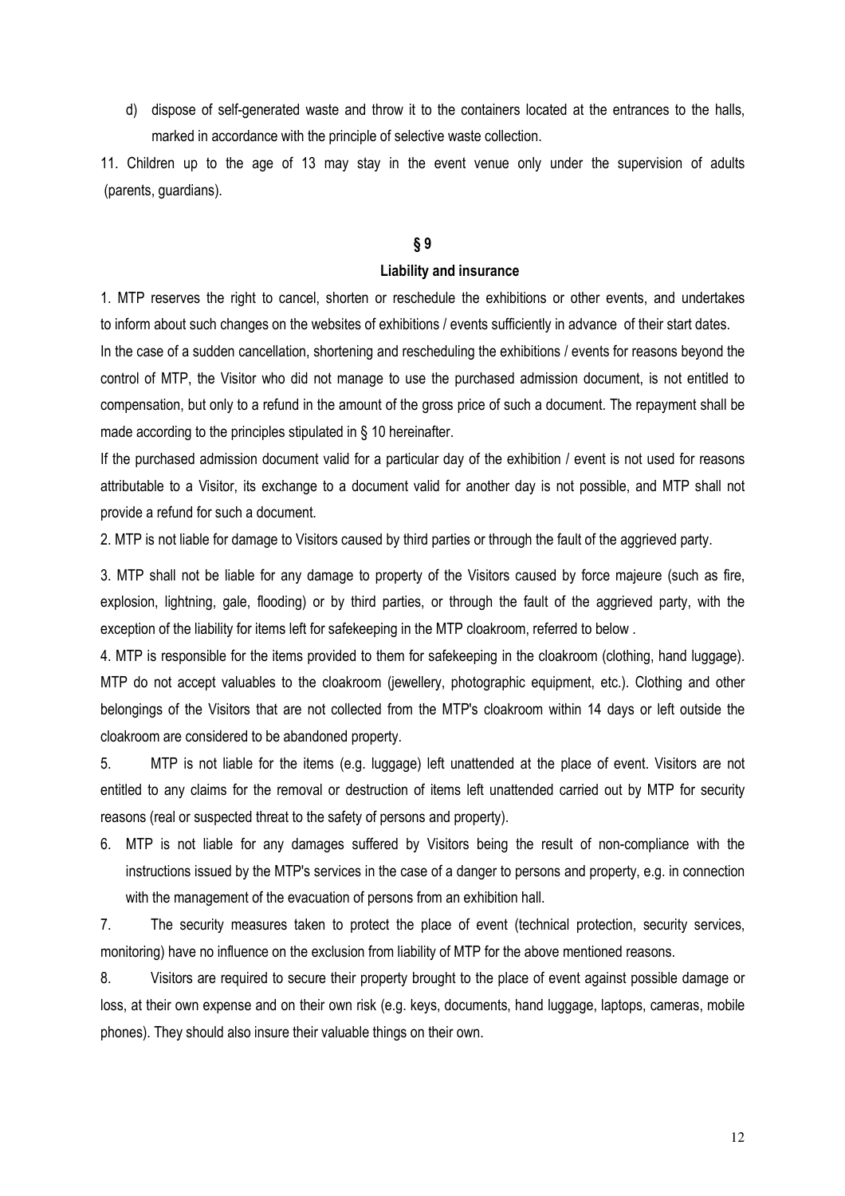d) dispose of self-generated waste and throw it to the containers located at the entrances to the halls, marked in accordance with the principle of selective waste collection.

11. Children up to the age of 13 may stay in the event venue only under the supervision of adults (parents, guardians).

**§ 9**

**Liability and insurance**

1. MTP reserves the right to cancel, shorten or reschedule the exhibitions or other events, and undertakes to inform about such changes on the websites of exhibitions / events sufficiently in advance of their start dates.

In the case of a sudden cancellation, shortening and rescheduling the exhibitions / events for reasons beyond the control of MTP, the Visitor who did not manage to use the purchased admission document, is not entitled to compensation, but only to a refund in the amount of the gross price of such a document. The repayment shall be made according to the principles stipulated in § 10 hereinafter.

If the purchased admission document valid for a particular day of the exhibition / event is not used for reasons attributable to a Visitor, its exchange to a document valid for another day is not possible, and MTP shall not provide a refund for such a document.

2. MTP is not liable for damage to Visitors caused by third parties or through the fault of the aggrieved party.

3. MTP shall not be liable for any damage to property of the Visitors caused by force majeure (such as fire, explosion, lightning, gale, flooding) or by third parties, or through the fault of the aggrieved party, with the exception of the liability for items left for safekeeping in the MTP cloakroom, referred to below .

4. MTP is responsible for the items provided to them for safekeeping in the cloakroom (clothing, hand luggage). MTP do not accept valuables to the cloakroom (jewellery, photographic equipment, etc.). Clothing and other belongings of the Visitors that are not collected from the MTP's cloakroom within 14 days or left outside the cloakroom are considered to be abandoned property.

5. MTP is not liable for the items (e.g. luggage) left unattended at the place of event. Visitors are not entitled to any claims for the removal or destruction of items left unattended carried out by MTP for security reasons (real or suspected threat to the safety of persons and property).

6. MTP is not liable for any damages suffered by Visitors being the result of non-compliance with the instructions issued by the MTP's services in the case of a danger to persons and property, e.g. in connection with the management of the evacuation of persons from an exhibition hall.

7. The security measures taken to protect the place of event (technical protection, security services, monitoring) have no influence on the exclusion from liability of MTP for the above mentioned reasons.

8. Visitors are required to secure their property brought to the place of event against possible damage or loss, at their own expense and on their own risk (e.g. keys, documents, hand luggage, laptops, cameras, mobile phones). They should also insure their valuable things on their own.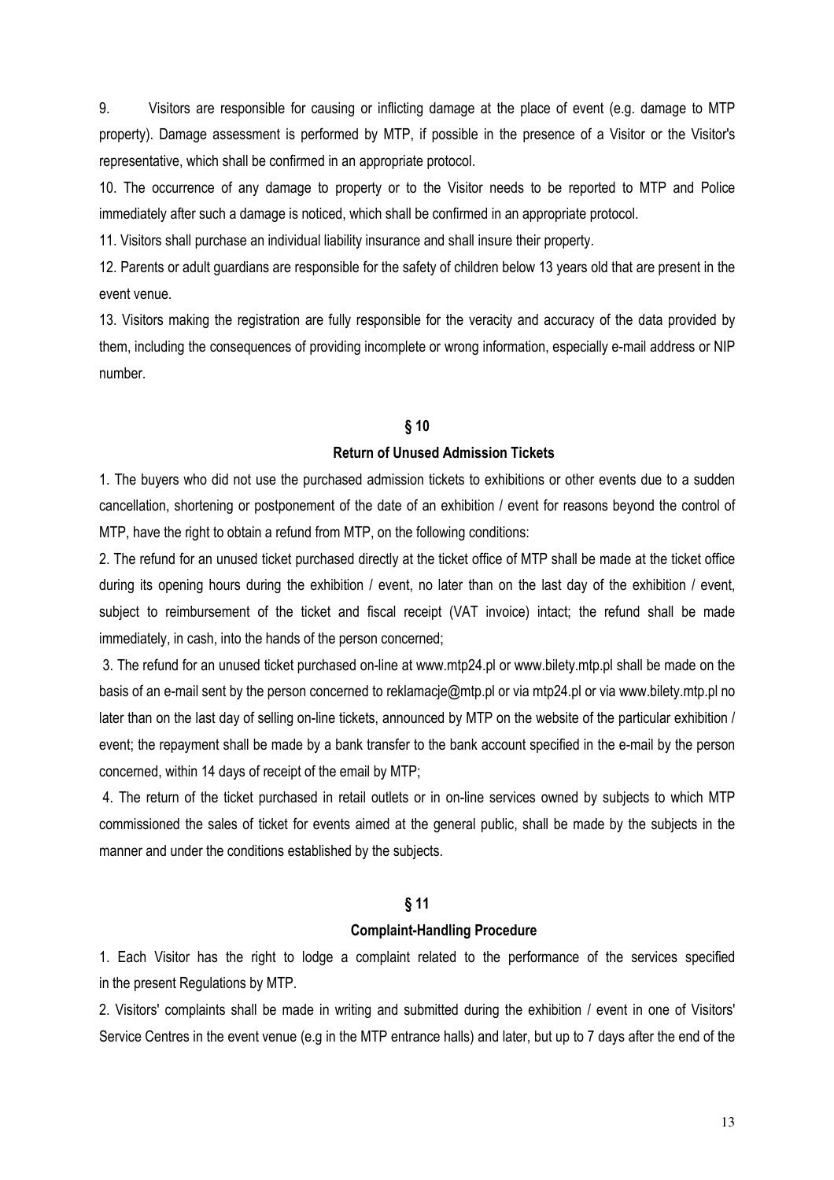9. Visitors are responsible for causing or inflicting damage at the place of event (e.g. damage to MTP property). Damage assessment is performed by MTP, if possible in the presence of a Visitor or the Visitor's representative, which shall be confirmed in an appropriate protocol.

10. The occurrence of any damage to property or to the Visitor needs to be reported to MTP and Police immediately after such a damage is noticed, which shall be confirmed in an appropriate protocol.

11. Visitors shall purchase an individual liability insurance and shall insure their property.

12. Parents or adult guardians are responsible for the safety of children below 13 years old that are present in the event venue.

13. Visitors making the registration are fully responsible for the veracity and accuracy of the data provided by them, including the consequences of providing incomplete or wrong information, especially e-mail address or NIP number.

## § 10

### Return of Unused Admission Tickets

1. The buyers who did not use the purchased admission tickets to exhibitions or other events due to a sudden cancellation, shortening or postponement of the date of an exhibition / event for reasons beyond the control of MTP, have the right to obtain a refund from MTP, on the following conditions:

2. The refund for an unused ticket purchased directly at the ticket office of MTP shall be made at the ticket office during its opening hours during the exhibition / event, no later than on the last day of the exhibition / event, subject to reimbursement of the ticket and fiscal receipt (VAT invoice) intact; the refund shall be made immediately, in cash, into the hands of the person concerned;

3. The refund for an unused ticket purchased on-line at www.mtp24.pl or www.bilety.mtp.pl shall be made on the basis of an e-mail sent by the person concerned to reklamacje@mtp.pl or via mtp24.pl or via www.bilety.mtp.pl no later than on the last day of selling on-line tickets, announced by MTP on the website of the particular exhibition / event; the repayment shall be made by a bank transfer to the bank account specified in the e-mail by the person concerned, within 14 days of receipt of the email by MTP;

4. The return of the ticket purchased in retail outlets or in on-line services owned by subjects to which MTP commissioned the sales of ticket for events aimed at the general public, shall be made by the subjects in the manner and under the conditions established by the subjects.

## § 11

### Complaint-Handling Procedure

1. Each Visitor has the right to lodge a complaint related to the performance of the services specified in the present Regulations by MTP.

2. Visitors' complaints shall be made in writing and submitted during the exhibition / event in one of Visitors' Service Centres in the event venue (e.g in the MTP entrance halls) and later, but up to 7 days after the end of the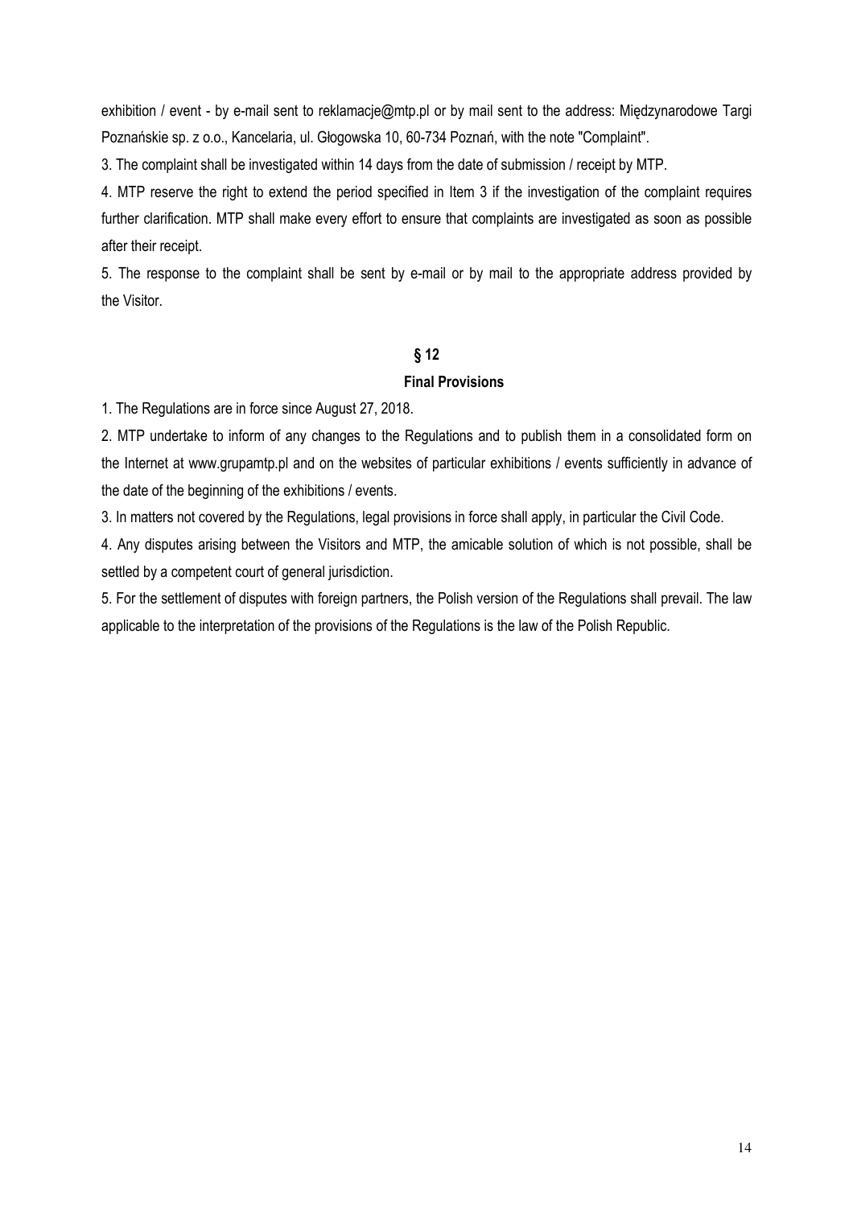exhibition / event - by e-mail sent to reklamacje@mtp.pl or by mail sent to the address: Międzynarodowe Targi Poznańskie sp. z o.o., Kancelaria, ul. Głogowska 10, 60-734 Poznań, with the note "Complaint".

3. The complaint shall be investigated within 14 days from the date of submission / receipt by MTP.

4. MTP reserve the right to extend the period specified in Item 3 if the investigation of the complaint requires further clarification. MTP shall make every effort to ensure that complaints are investigated as soon as possible after their receipt.

5. The response to the complaint shall be sent by e-mail or by mail to the appropriate address provided by the Visitor.

## § 12

## Final Provisions

1. The Regulations are in force since August 27, 2018.

2. MTP undertake to inform of any changes to the Regulations and to publish them in a consolidated form on the Internet at www.grupamtp.pl and on the websites of particular exhibitions / events sufficiently in advance of the date of the beginning of the exhibitions / events.

3. In matters not covered by the Regulations, legal provisions in force shall apply, in particular the Civil Code.

4. Any disputes arising between the Visitors and MTP, the amicable solution of which is not possible, shall be settled by a competent court of general jurisdiction.

5. For the settlement of disputes with foreign partners, the Polish version of the Regulations shall prevail. The law applicable to the interpretation of the provisions of the Regulations is the law of the Polish Republic.